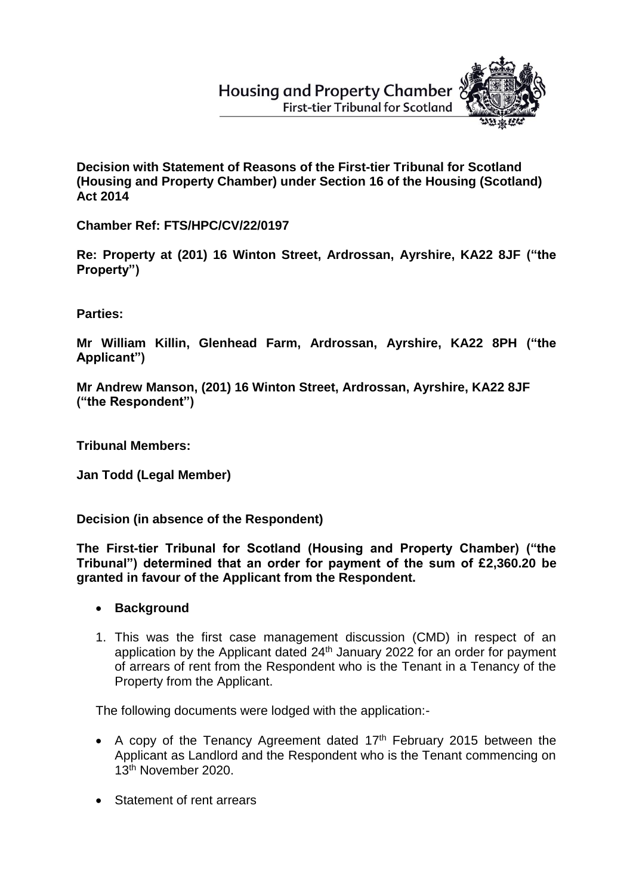Housing and Property Chamber
First-tier Tribunal for Scotland

**Decision with Statement of Reasons of the First-tier Tribunal for Scotland (Housing and Property Chamber) under Section 16 of the Housing (Scotland) Act 2014**

**Chamber Ref: FTS/HPC/CV/22/0197**

**Re: Property at (201) 16 Winton Street, Ardrossan, Ayrshire, KA22 8JF ("the Property")**

**Parties:**

**Mr William Killin, Glenhead Farm, Ardrossan, Ayrshire, KA22 8PH ("the Applicant")**

**Mr Andrew Manson, (201) 16 Winton Street, Ardrossan, Ayrshire, KA22 8JF ("the Respondent")**

**Tribunal Members:**

**Jan Todd (Legal Member)**

**Decision (in absence of the Respondent)**

**The First-tier Tribunal for Scotland (Housing and Property Chamber) ("the Tribunal") determined that an order for payment of the sum of £2,360.20 be granted in favour of the Applicant from the Respondent.**

- **Background**

1. This was the first case management discussion (CMD) in respect of an application by the Applicant dated 24th January 2022 for an order for payment of arrears of rent from the Respondent who is the Tenant in a Tenancy of the Property from the Applicant.

The following documents were lodged with the application:-

- A copy of the Tenancy Agreement dated 17th February 2015 between the Applicant as Landlord and the Respondent who is the Tenant commencing on 13th November 2020.
- Statement of rent arrears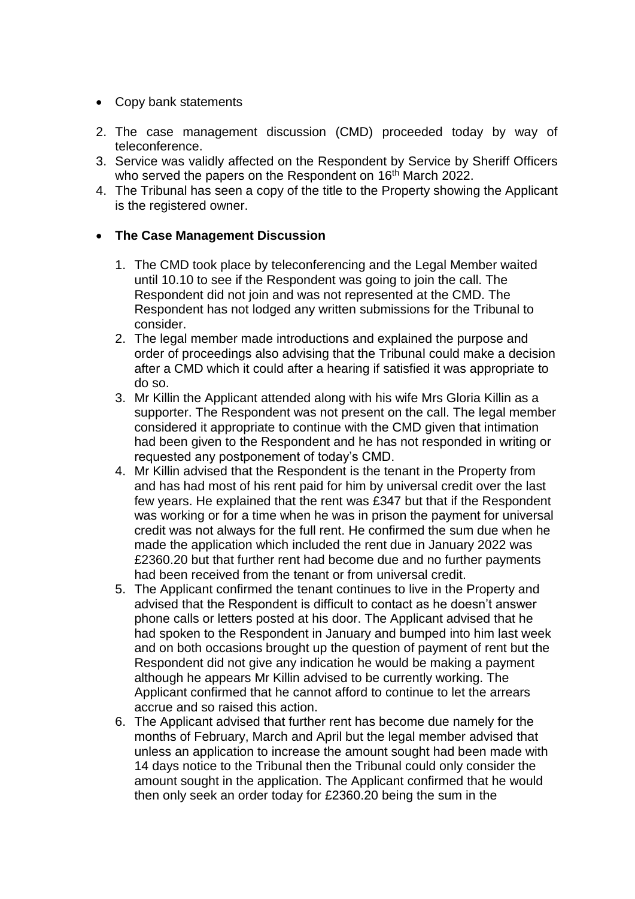- Copy bank statements

2. The case management discussion (CMD) proceeded today by way of teleconference.
3. Service was validly affected on the Respondent by Service by Sheriff Officers who served the papers on the Respondent on 16th March 2022.
4. The Tribunal has seen a copy of the title to the Property showing the Applicant is the registered owner.

- **The Case Management Discussion**

    1. The CMD took place by teleconferencing and the Legal Member waited until 10.10 to see if the Respondent was going to join the call. The Respondent did not join and was not represented at the CMD. The Respondent has not lodged any written submissions for the Tribunal to consider.
    2. The legal member made introductions and explained the purpose and order of proceedings also advising that the Tribunal could make a decision after a CMD which it could after a hearing if satisfied it was appropriate to do so.
    3. Mr Killin the Applicant attended along with his wife Mrs Gloria Killin as a supporter. The Respondent was not present on the call. The legal member considered it appropriate to continue with the CMD given that intimation had been given to the Respondent and he has not responded in writing or requested any postponement of today's CMD.
    4. Mr Killin advised that the Respondent is the tenant in the Property from and has had most of his rent paid for him by universal credit over the last few years. He explained that the rent was £347 but that if the Respondent was working or for a time when he was in prison the payment for universal credit was not always for the full rent. He confirmed the sum due when he made the application which included the rent due in January 2022 was £2360.20 but that further rent had become due and no further payments had been received from the tenant or from universal credit.
    5. The Applicant confirmed the tenant continues to live in the Property and advised that the Respondent is difficult to contact as he doesn't answer phone calls or letters posted at his door. The Applicant advised that he had spoken to the Respondent in January and bumped into him last week and on both occasions brought up the question of payment of rent but the Respondent did not give any indication he would be making a payment although he appears Mr Killin advised to be currently working. The Applicant confirmed that he cannot afford to continue to let the arrears accrue and so raised this action.
    6. The Applicant advised that further rent has become due namely for the months of February, March and April but the legal member advised that unless an application to increase the amount sought had been made with 14 days notice to the Tribunal then the Tribunal could only consider the amount sought in the application. The Applicant confirmed that he would then only seek an order today for £2360.20 being the sum in the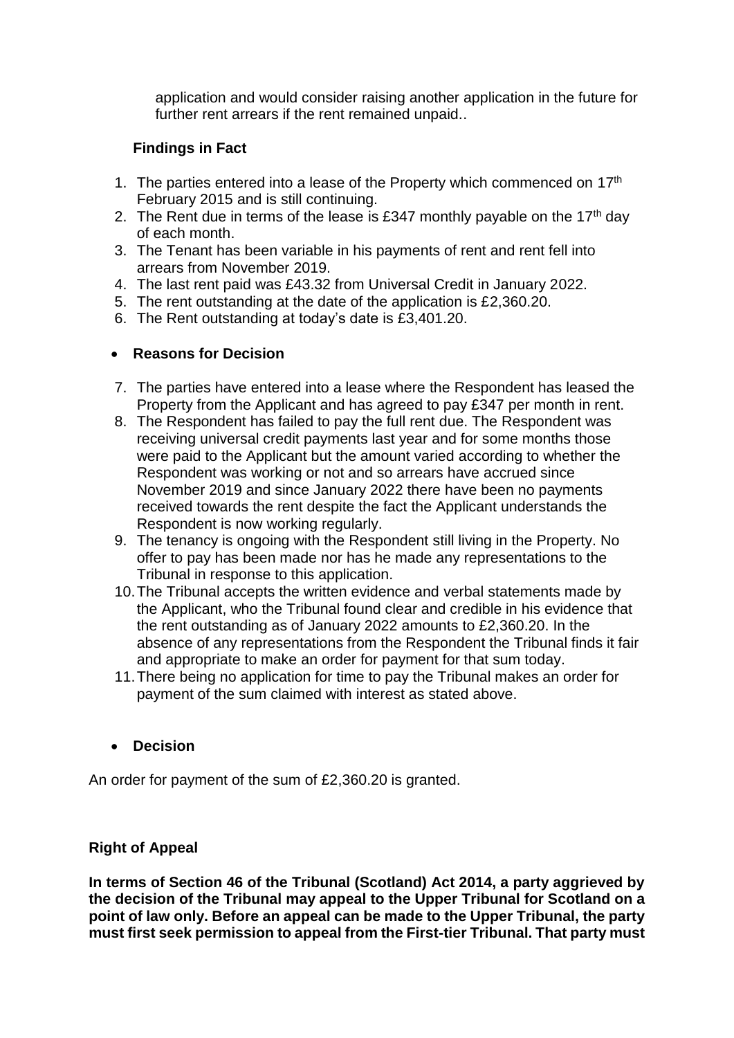application and would consider raising another application in the future for further rent arrears if the rent remained unpaid..

**Findings in Fact**

1. The parties entered into a lease of the Property which commenced on 17th February 2015 and is still continuing.
2. The Rent due in terms of the lease is £347 monthly payable on the 17th day of each month.
3. The Tenant has been variable in his payments of rent and rent fell into arrears from November 2019.
4. The last rent paid was £43.32 from Universal Credit in January 2022.
5. The rent outstanding at the date of the application is £2,360.20.
6. The Rent outstanding at today's date is £3,401.20.

- **Reasons for Decision**

7. The parties have entered into a lease where the Respondent has leased the Property from the Applicant and has agreed to pay £347 per month in rent.
8. The Respondent has failed to pay the full rent due. The Respondent was receiving universal credit payments last year and for some months those were paid to the Applicant but the amount varied according to whether the Respondent was working or not and so arrears have accrued since November 2019 and since January 2022 there have been no payments received towards the rent despite the fact the Applicant understands the Respondent is now working regularly.
9. The tenancy is ongoing with the Respondent still living in the Property. No offer to pay has been made nor has he made any representations to the Tribunal in response to this application.
10. The Tribunal accepts the written evidence and verbal statements made by the Applicant, who the Tribunal found clear and credible in his evidence that the rent outstanding as of January 2022 amounts to £2,360.20. In the absence of any representations from the Respondent the Tribunal finds it fair and appropriate to make an order for payment for that sum today.
11. There being no application for time to pay the Tribunal makes an order for payment of the sum claimed with interest as stated above.

- **Decision**

An order for payment of the sum of £2,360.20 is granted.

**Right of Appeal**

**In terms of Section 46 of the Tribunal (Scotland) Act 2014, a party aggrieved by the decision of the Tribunal may appeal to the Upper Tribunal for Scotland on a point of law only. Before an appeal can be made to the Upper Tribunal, the party must first seek permission to appeal from the First-tier Tribunal. That party must**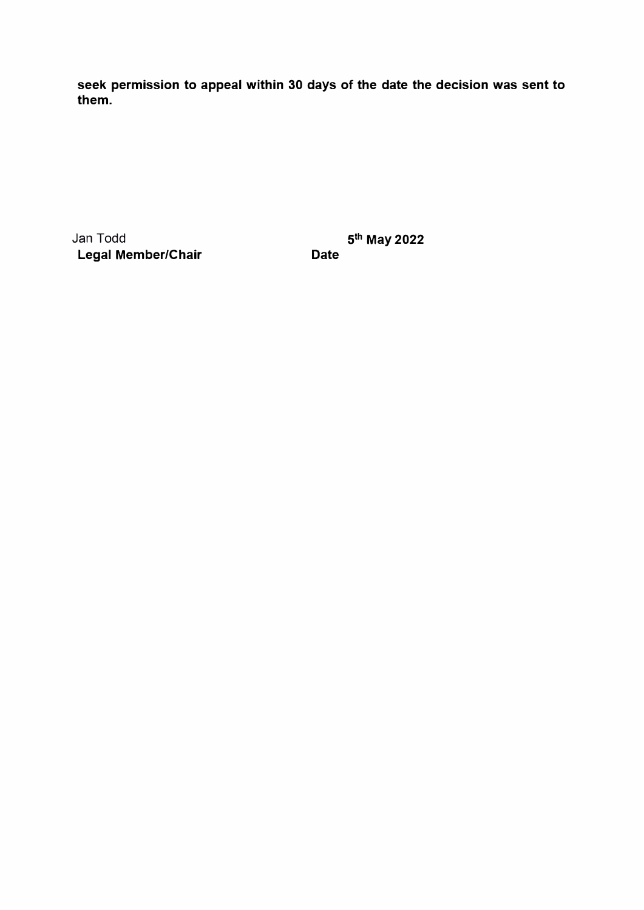**seek permission to appeal within 30 days of the date the decision was sent to them.**

Jan Todd

**Legal Member/Chair**

**5th May 2022**

**Date**